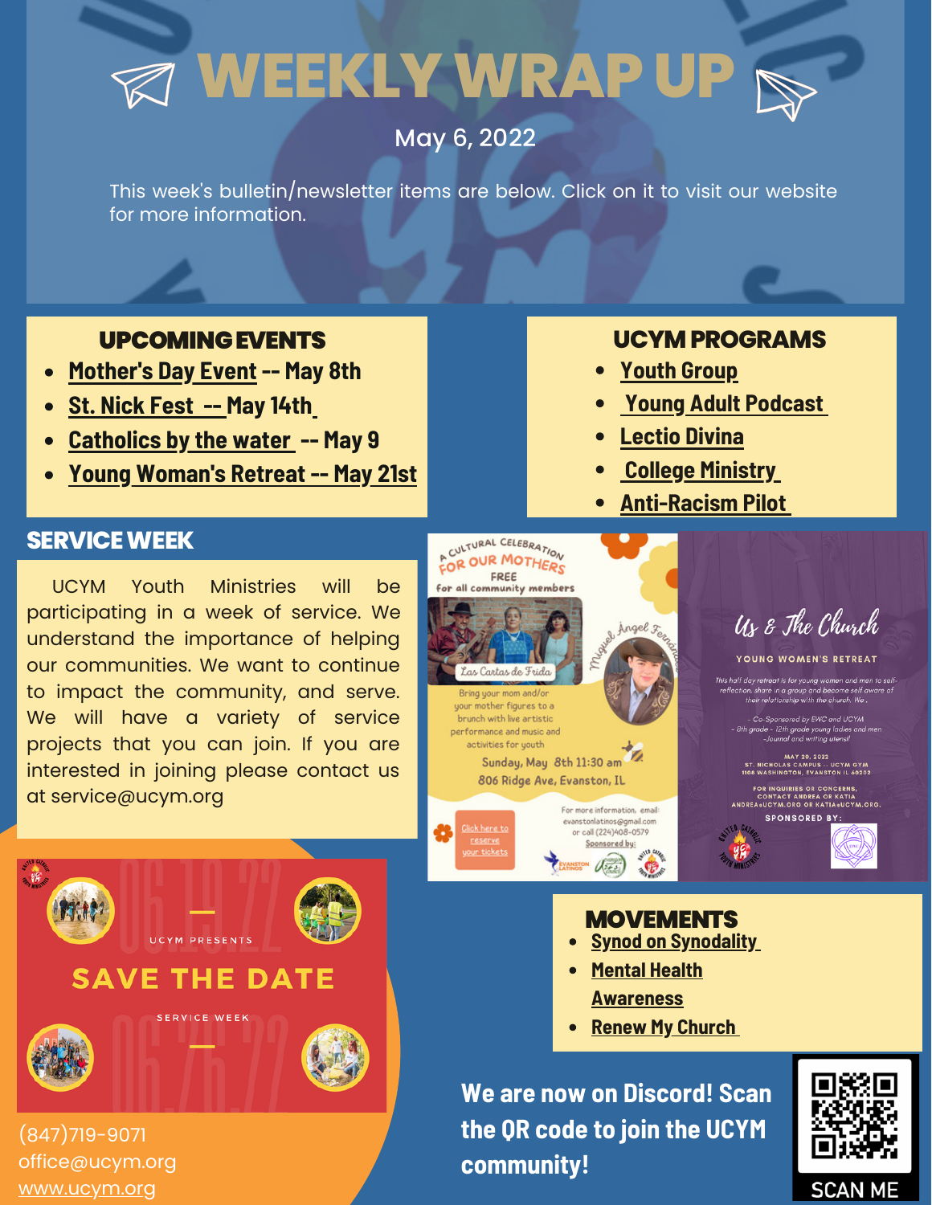# WEEKLY WRAP UP

May 6, 2022

This week's bulletin/newsletter items are below. Click on it to visit our website for more information.

## UPCOMING EVENTS

- Mother's Day Event -- May 8th
- St. Nick Fest -- May 14th
- Catholics by the water -- May 9
- Young Woman's Retreat -- May 21st

## UCYM PROGRAMS

- Youth Group
- Young Adult Podcast
- Lectio Divina
- College Ministry
- Anti-Racism Pilot

## SERVICE WEEK

UCYM Youth Ministries will be participating in a week of service. We understand the importance of helping our communities. We want to continue to impact the community, and serve. We will have a variety of service projects that you can join. If you are interested in joining please contact us at service@ucym.org

A CULTURAL CELEBRATION FOR OUR MOTHERS

FREE for all community members

Las Cartas de Frida

Miguel Angel Fernandez

Bring your mom and/or your mother figures to a brunch with live artistic performance and music and activities for youth

Sunday, May 8th 11:30 am

806 Ridge Ave, Evanston, IL

Click here to reserve your tickets

For more information, email: evanstonlatinos@gmail.com or call (224)408-0579

Sponsored by:

Us & The Church

YOUNG WOMEN'S RETREAT

This half day retreat is for young women and men to self-reflection, share in a group and become self aware of their relationship with the church. We .

- Co-Sponsored by EWC and UCYM
- 8th grade - 12th grade young ladies and men
-Journal and writing utensil

MAY 20, 2022
ST. NICHOLAS CAMPUS - UCYM GYM
1108 WASHINGTON, EVANSTON IL 60202

FOR INQUIRIES OR CONCERNS, CONTACT ANDREA OR KATIA
ANDREA@UCYM.ORG OR KATIA@UCYM.ORG.

SPONSORED BY:

UCYM PRESENTS

06.19.22

SAVE THE DATE

SERVICE WEEK

06.26.22

## MOVEMENTS

- Synod on Synodality
- Mental Health Awareness
- Renew My Church

We are now on Discord! Scan the QR code to join the UCYM community!

SCAN ME

(847)719-9071
office@ucym.org
www.ucym.org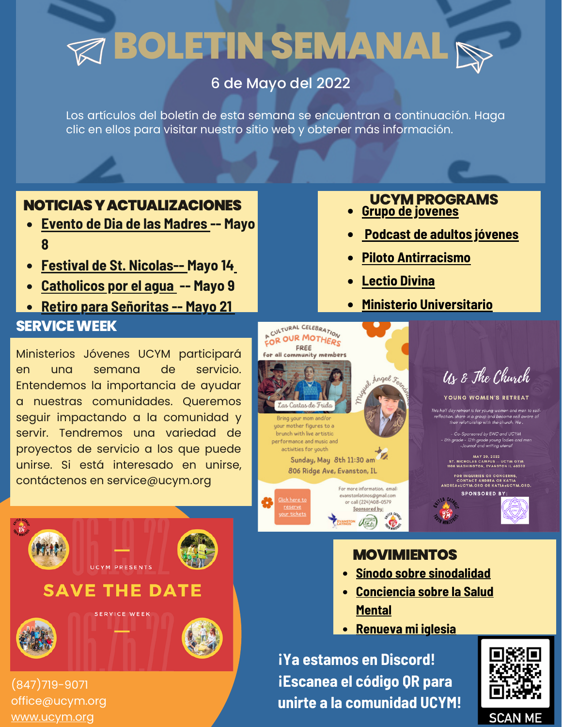# BOLETIN SEMANAL

6 de Mayo del 2022

Los artículos del boletín de esta semana se encuentran a continuación. Haga clic en ellos para visitar nuestro sitio web y obtener más información.

## NOTICIAS Y ACTUALIZACIONES

- Evento de Dia de las Madres -- Mayo 8
- Festival de St. Nicolas-- Mayo 14
- Catholicos por el agua -- Mayo 9
- Retiro para Señoritas -- Mayo 21

## UCYM PROGRAMS

- Grupo de jovenes
- Podcast de adultos jóvenes
- Piloto Antirracismo
- Lectio Divina
- Ministerio Universitario

## SERVICE WEEK

Ministerios Jóvenes UCYM participará en una semana de servicio. Entendemos la importancia de ayudar a nuestras comunidades. Queremos seguir impactando a la comunidad y servir. Tendremos una variedad de proyectos de servicio a los que puede unirse. Si está interesado en unirse, contáctenos en service@ucym.org

A CULTURAL CELEBRATION FOR OUR MOTHERS

FREE for all community members

Las Cartas de Frida

Miguel Angel Fernandez

Bring your mom and/or your mother figures to a brunch with live artistic performance and music and activities for youth

Sunday, May 8th 11:30 am

806 Ridge Ave, Evanston, IL

Click here to reserve your tickets

For more information, email: evanstonlatinos@gmail.com or call (224)408-0579

Sponsored by:

Us & The Church

YOUNG WOMEN'S RETREAT

This half day retreat is for young women and men to self-reflection, share in a group and become self aware of their relationship with the church. We .

- Co-Sponsored by EWC and UCYM
- 8th grade - 12th grade young ladies and men
-Journal and writing utensil

MAY 20, 2022

ST. NICHOLAS CAMPUS - UCYM GYM
1108 WASHINGTON, EVANSTON IL 60202

FOR INQUIRIES OR CONCERNS, CONTACT ANDREA OR KATIA
ANDREA@UCYM.ORG OR KATIA@UCYM.ORG.

SPONSORED BY:

UCYM PRESENTS

SAVE THE DATE

SERVICE WEEK

06.19.22 – 06.26.22

## MOVIMIENTOS

- Sínodo sobre sinodalidad
- Conciencia sobre la Salud Mental
- Renueva mi iglesia

¡Ya estamos en Discord! ¡Escanea el código QR para unirte a la comunidad UCYM!

SCAN ME

(847)719-9071
office@ucym.org
www.ucym.org